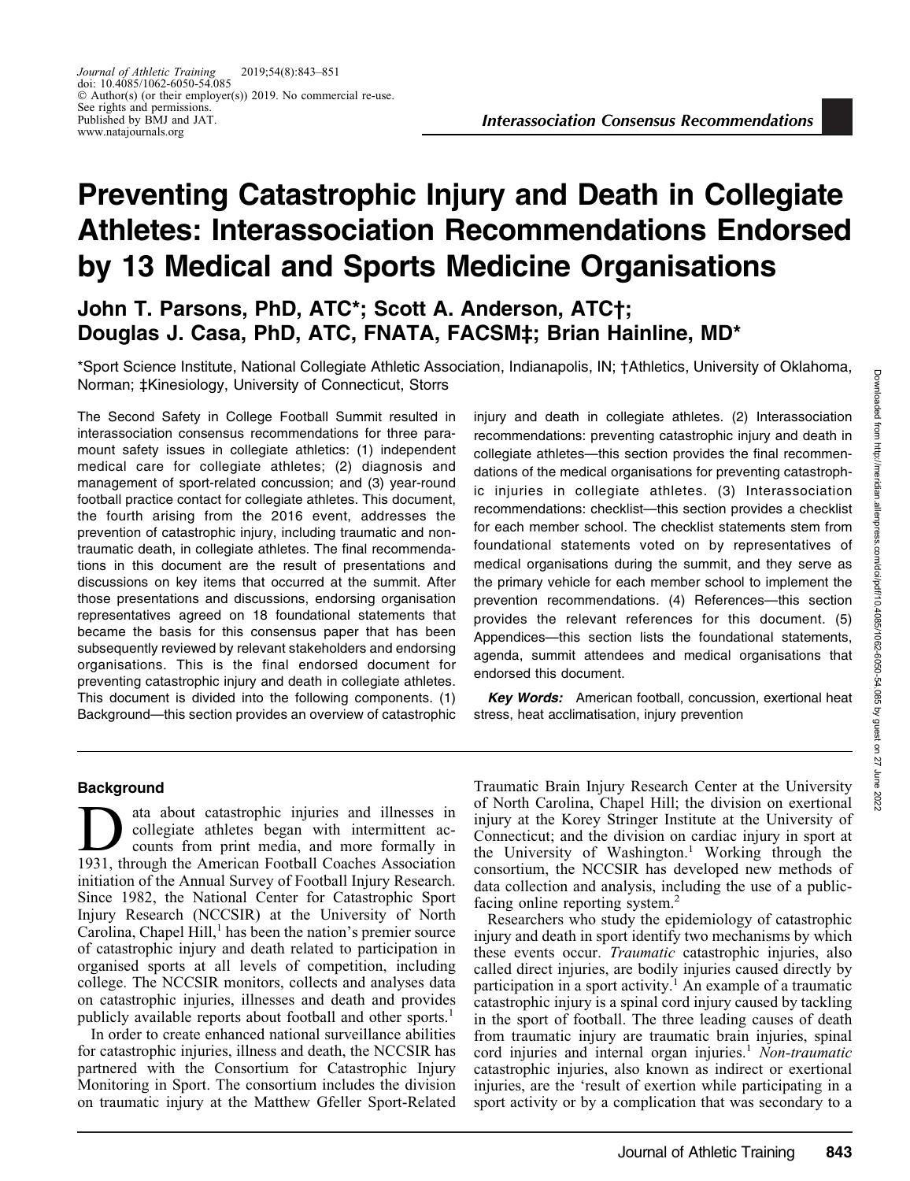# Preventing Catastrophic Injury and Death in Collegiate Athletes: Interassociation Recommendations Endorsed by 13 Medical and Sports Medicine Organisations

**John T. Parsons, PhD, ATC*; Scott A. Anderson, ATC†; Douglas J. Casa, PhD, ATC, FNATA, FACSM‡; Brian Hainline, MD***

*Sport Science Institute, National Collegiate Athletic Association, Indianapolis, IN; †Athletics, University of Oklahoma, Norman; ‡Kinesiology, University of Connecticut, Storrs

The Second Safety in College Football Summit resulted in interassociation consensus recommendations for three paramount safety issues in collegiate athletics: (1) independent medical care for collegiate athletes; (2) diagnosis and management of sport-related concussion; and (3) year-round football practice contact for collegiate athletes. This document, the fourth arising from the 2016 event, addresses the prevention of catastrophic injury, including traumatic and non-traumatic death, in collegiate athletes. The final recommendations in this document are the result of presentations and discussions on key items that occurred at the summit. After those presentations and discussions, endorsing organisation representatives agreed on 18 foundational statements that became the basis for this consensus paper that has been subsequently reviewed by relevant stakeholders and endorsing organisations. This is the final endorsed document for preventing catastrophic injury and death in collegiate athletes. This document is divided into the following components. (1) Background—this section provides an overview of catastrophic injury and death in collegiate athletes. (2) Interassociation recommendations: preventing catastrophic injury and death in collegiate athletes—this section provides the final recommendations of the medical organisations for preventing catastrophic injuries in collegiate athletes. (3) Interassociation recommendations: checklist—this section provides a checklist for each member school. The checklist statements stem from foundational statements voted on by representatives of medical organisations during the summit, and they serve as the primary vehicle for each member school to implement the prevention recommendations. (4) References—this section provides the relevant references for this document. (5) Appendices—this section lists the foundational statements, agenda, summit attendees and medical organisations that endorsed this document.

***Key Words:*** American football, concussion, exertional heat stress, heat acclimatisation, injury prevention

## Background

Data about catastrophic injuries and illnesses in collegiate athletes began with intermittent accounts from print media, and more formally in 1931, through the American Football Coaches Association initiation of the Annual Survey of Football Injury Research. Since 1982, the National Center for Catastrophic Sport Injury Research (NCCSIR) at the University of North Carolina, Chapel Hill,[1] has been the nation's premier source of catastrophic injury and death related to participation in organised sports at all levels of competition, including college. The NCCSIR monitors, collects and analyses data on catastrophic injuries, illnesses and death and provides publicly available reports about football and other sports.[1]

In order to create enhanced national surveillance abilities for catastrophic injuries, illness and death, the NCCSIR has partnered with the Consortium for Catastrophic Injury Monitoring in Sport. The consortium includes the division on traumatic injury at the Matthew Gfeller Sport-Related Traumatic Brain Injury Research Center at the University of North Carolina, Chapel Hill; the division on exertional injury at the Korey Stringer Institute at the University of Connecticut; and the division on cardiac injury in sport at the University of Washington.[1] Working through the consortium, the NCCSIR has developed new methods of data collection and analysis, including the use of a public-facing online reporting system.[2]

Researchers who study the epidemiology of catastrophic injury and death in sport identify two mechanisms by which these events occur. *Traumatic* catastrophic injuries, also called direct injuries, are bodily injuries caused directly by participation in a sport activity.[1] An example of a traumatic catastrophic injury is a spinal cord injury caused by tackling in the sport of football. The three leading causes of death from traumatic injury are traumatic brain injuries, spinal cord injuries and internal organ injuries.[1] *Non-traumatic* catastrophic injuries, also known as indirect or exertional injuries, are the 'result of exertion while participating in a sport activity or by a complication that was secondary to a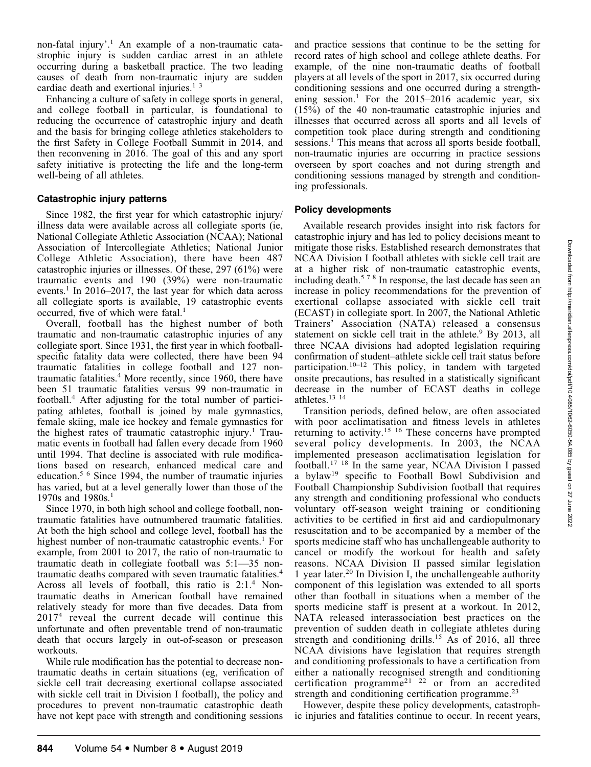non-fatal injury'.[1] An example of a non-traumatic catastrophic injury is sudden cardiac arrest in an athlete occurring during a basketball practice. The two leading causes of death from non-traumatic injury are sudden cardiac death and exertional injuries.[1 3]

Enhancing a culture of safety in college sports in general, and college football in particular, is foundational to reducing the occurrence of catastrophic injury and death and the basis for bringing college athletics stakeholders to the first Safety in College Football Summit in 2014, and then reconvening in 2016. The goal of this and any sport safety initiative is protecting the life and the long-term well-being of all athletes.

### Catastrophic injury patterns

Since 1982, the first year for which catastrophic injury/illness data were available across all collegiate sports (ie, National Collegiate Athletic Association (NCAA); National Association of Intercollegiate Athletics; National Junior College Athletic Association), there have been 487 catastrophic injuries or illnesses. Of these, 297 (61%) were traumatic events and 190 (39%) were non-traumatic events.[1] In 2016–2017, the last year for which data across all collegiate sports is available, 19 catastrophic events occurred, five of which were fatal.[1]

Overall, football has the highest number of both traumatic and non-traumatic catastrophic injuries of any collegiate sport. Since 1931, the first year in which football-specific fatality data were collected, there have been 94 traumatic fatalities in college football and 127 non-traumatic fatalities.[4] More recently, since 1960, there have been 51 traumatic fatalities versus 99 non-traumatic in football.[4] After adjusting for the total number of participating athletes, football is joined by male gymnastics, female skiing, male ice hockey and female gymnastics for the highest rates of traumatic catastrophic injury.[1] Traumatic events in football had fallen every decade from 1960 until 1994. That decline is associated with rule modifications based on research, enhanced medical care and education.[5 6] Since 1994, the number of traumatic injuries has varied, but at a level generally lower than those of the 1970s and 1980s.[1]

Since 1970, in both high school and college football, non-traumatic fatalities have outnumbered traumatic fatalities. At both the high school and college level, football has the highest number of non-traumatic catastrophic events.[1] For example, from 2001 to 2017, the ratio of non-traumatic to traumatic death in collegiate football was 5:1—35 non-traumatic deaths compared with seven traumatic fatalities.[4] Across all levels of football, this ratio is 2:1.[4] Non-traumatic deaths in American football have remained relatively steady for more than five decades. Data from 2017[4] reveal the current decade will continue this unfortunate and often preventable trend of non-traumatic death that occurs largely in out-of-season or preseason workouts.

While rule modification has the potential to decrease non-traumatic deaths in certain situations (eg, verification of sickle cell trait decreasing exertional collapse associated with sickle cell trait in Division I football), the policy and procedures to prevent non-traumatic catastrophic death have not kept pace with strength and conditioning sessions and practice sessions that continue to be the setting for record rates of high school and college athlete deaths. For example, of the nine non-traumatic deaths of football players at all levels of the sport in 2017, six occurred during conditioning sessions and one occurred during a strengthening session.[1] For the 2015–2016 academic year, six (15%) of the 40 non-traumatic catastrophic injuries and illnesses that occurred across all sports and all levels of competition took place during strength and conditioning sessions.[1] This means that across all sports beside football, non-traumatic injuries are occurring in practice sessions overseen by sport coaches and not during strength and conditioning sessions managed by strength and conditioning professionals.

### Policy developments

Available research provides insight into risk factors for catastrophic injury and has led to policy decisions meant to mitigate those risks. Established research demonstrates that NCAA Division I football athletes with sickle cell trait are at a higher risk of non-traumatic catastrophic events, including death.[5 7 8] In response, the last decade has seen an increase in policy recommendations for the prevention of exertional collapse associated with sickle cell trait (ECAST) in collegiate sport. In 2007, the National Athletic Trainers' Association (NATA) released a consensus statement on sickle cell trait in the athlete.[9] By 2013, all three NCAA divisions had adopted legislation requiring confirmation of student–athlete sickle cell trait status before participation.[10–12] This policy, in tandem with targeted onsite precautions, has resulted in a statistically significant decrease in the number of ECAST deaths in college athletes.[13 14]

Transition periods, defined below, are often associated with poor acclimatisation and fitness levels in athletes returning to activity.[15 16] These concerns have prompted several policy developments. In 2003, the NCAA implemented preseason acclimatisation legislation for football.[17 18] In the same year, NCAA Division I passed a bylaw[19] specific to Football Bowl Subdivision and Football Championship Subdivision football that requires any strength and conditioning professional who conducts voluntary off-season weight training or conditioning activities to be certified in first aid and cardiopulmonary resuscitation and to be accompanied by a member of the sports medicine staff who has unchallengeable authority to cancel or modify the workout for health and safety reasons. NCAA Division II passed similar legislation 1 year later.[20] In Division I, the unchallengeable authority component of this legislation was extended to all sports other than football in situations when a member of the sports medicine staff is present at a workout. In 2012, NATA released interassociation best practices on the prevention of sudden death in collegiate athletes during strength and conditioning drills.[15] As of 2016, all three NCAA divisions have legislation that requires strength and conditioning professionals to have a certification from either a nationally recognised strength and conditioning certification programme[21 22] or from an accredited strength and conditioning certification programme.[23]

However, despite these policy developments, catastrophic injuries and fatalities continue to occur. In recent years,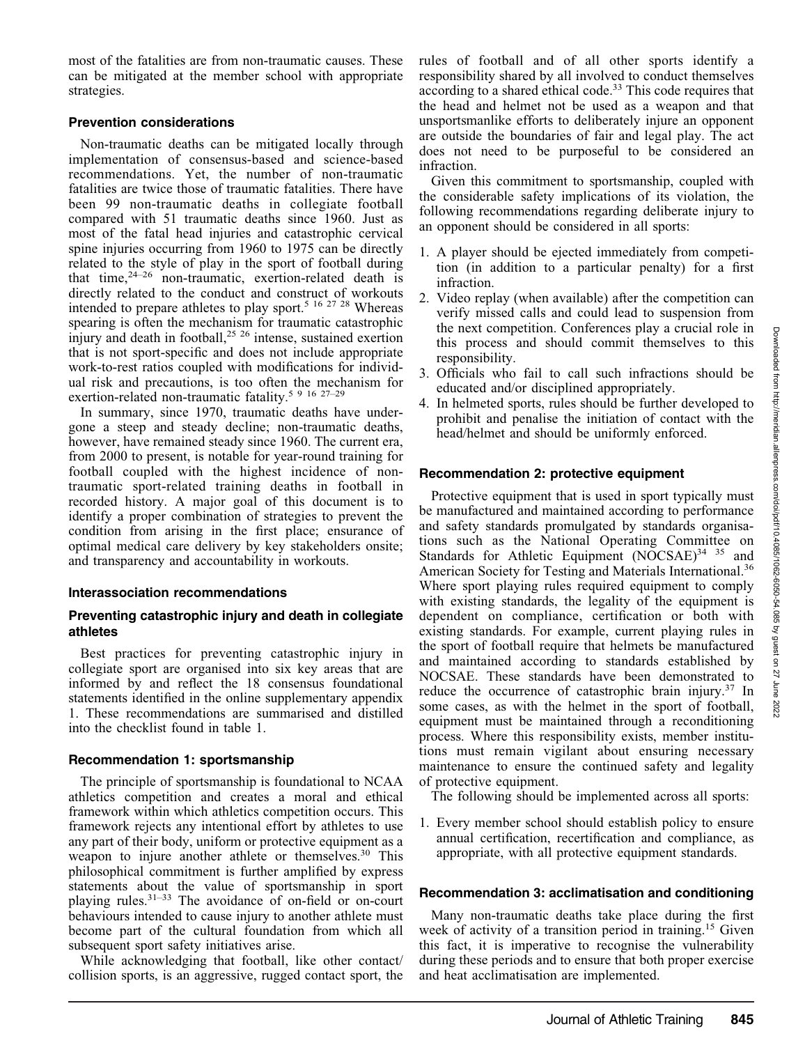most of the fatalities are from non-traumatic causes. These can be mitigated at the member school with appropriate strategies.

### Prevention considerations

Non-traumatic deaths can be mitigated locally through implementation of consensus-based and science-based recommendations. Yet, the number of non-traumatic fatalities are twice those of traumatic fatalities. There have been 99 non-traumatic deaths in collegiate football compared with 51 traumatic deaths since 1960. Just as most of the fatal head injuries and catastrophic cervical spine injuries occurring from 1960 to 1975 can be directly related to the style of play in the sport of football during that time,[24–26] non-traumatic, exertion-related death is directly related to the conduct and construct of workouts intended to prepare athletes to play sport.[5 16 27 28] Whereas spearing is often the mechanism for traumatic catastrophic injury and death in football,[25 26] intense, sustained exertion that is not sport-specific and does not include appropriate work-to-rest ratios coupled with modifications for individual risk and precautions, is too often the mechanism for exertion-related non-traumatic fatality.[5 9 16 27–29]

In summary, since 1970, traumatic deaths have undergone a steep and steady decline; non-traumatic deaths, however, have remained steady since 1960. The current era, from 2000 to present, is notable for year-round training for football coupled with the highest incidence of non-traumatic sport-related training deaths in football in recorded history. A major goal of this document is to identify a proper combination of strategies to prevent the condition from arising in the first place; ensurance of optimal medical care delivery by key stakeholders onsite; and transparency and accountability in workouts.

### Interassociation recommendations

### Preventing catastrophic injury and death in collegiate athletes

Best practices for preventing catastrophic injury in collegiate sport are organised into six key areas that are informed by and reflect the 18 consensus foundational statements identified in the online supplementary appendix 1. These recommendations are summarised and distilled into the checklist found in table 1.

### Recommendation 1: sportsmanship

The principle of sportsmanship is foundational to NCAA athletics competition and creates a moral and ethical framework within which athletics competition occurs. This framework rejects any intentional effort by athletes to use any part of their body, uniform or protective equipment as a weapon to injure another athlete or themselves.[30] This philosophical commitment is further amplified by express statements about the value of sportsmanship in sport playing rules.[31–33] The avoidance of on-field or on-court behaviours intended to cause injury to another athlete must become part of the cultural foundation from which all subsequent sport safety initiatives arise.

While acknowledging that football, like other contact/collision sports, is an aggressive, rugged contact sport, the rules of football and of all other sports identify a responsibility shared by all involved to conduct themselves according to a shared ethical code.[33] This code requires that the head and helmet not be used as a weapon and that unsportsmanlike efforts to deliberately injure an opponent are outside the boundaries of fair and legal play. The act does not need to be purposeful to be considered an infraction.

Given this commitment to sportsmanship, coupled with the considerable safety implications of its violation, the following recommendations regarding deliberate injury to an opponent should be considered in all sports:

1. A player should be ejected immediately from competition (in addition to a particular penalty) for a first infraction.
2. Video replay (when available) after the competition can verify missed calls and could lead to suspension from the next competition. Conferences play a crucial role in this process and should commit themselves to this responsibility.
3. Officials who fail to call such infractions should be educated and/or disciplined appropriately.
4. In helmeted sports, rules should be further developed to prohibit and penalise the initiation of contact with the head/helmet and should be uniformly enforced.

### Recommendation 2: protective equipment

Protective equipment that is used in sport typically must be manufactured and maintained according to performance and safety standards promulgated by standards organisations such as the National Operating Committee on Standards for Athletic Equipment (NOCSAE)[34 35] and American Society for Testing and Materials International.[36] Where sport playing rules required equipment to comply with existing standards, the legality of the equipment is dependent on compliance, certification or both with existing standards. For example, current playing rules in the sport of football require that helmets be manufactured and maintained according to standards established by NOCSAE. These standards have been demonstrated to reduce the occurrence of catastrophic brain injury.[37] In some cases, as with the helmet in the sport of football, equipment must be maintained through a reconditioning process. Where this responsibility exists, member institutions must remain vigilant about ensuring necessary maintenance to ensure the continued safety and legality of protective equipment.

The following should be implemented across all sports:

1. Every member school should establish policy to ensure annual certification, recertification and compliance, as appropriate, with all protective equipment standards.

### Recommendation 3: acclimatisation and conditioning

Many non-traumatic deaths take place during the first week of activity of a transition period in training.[15] Given this fact, it is imperative to recognise the vulnerability during these periods and to ensure that both proper exercise and heat acclimatisation are implemented.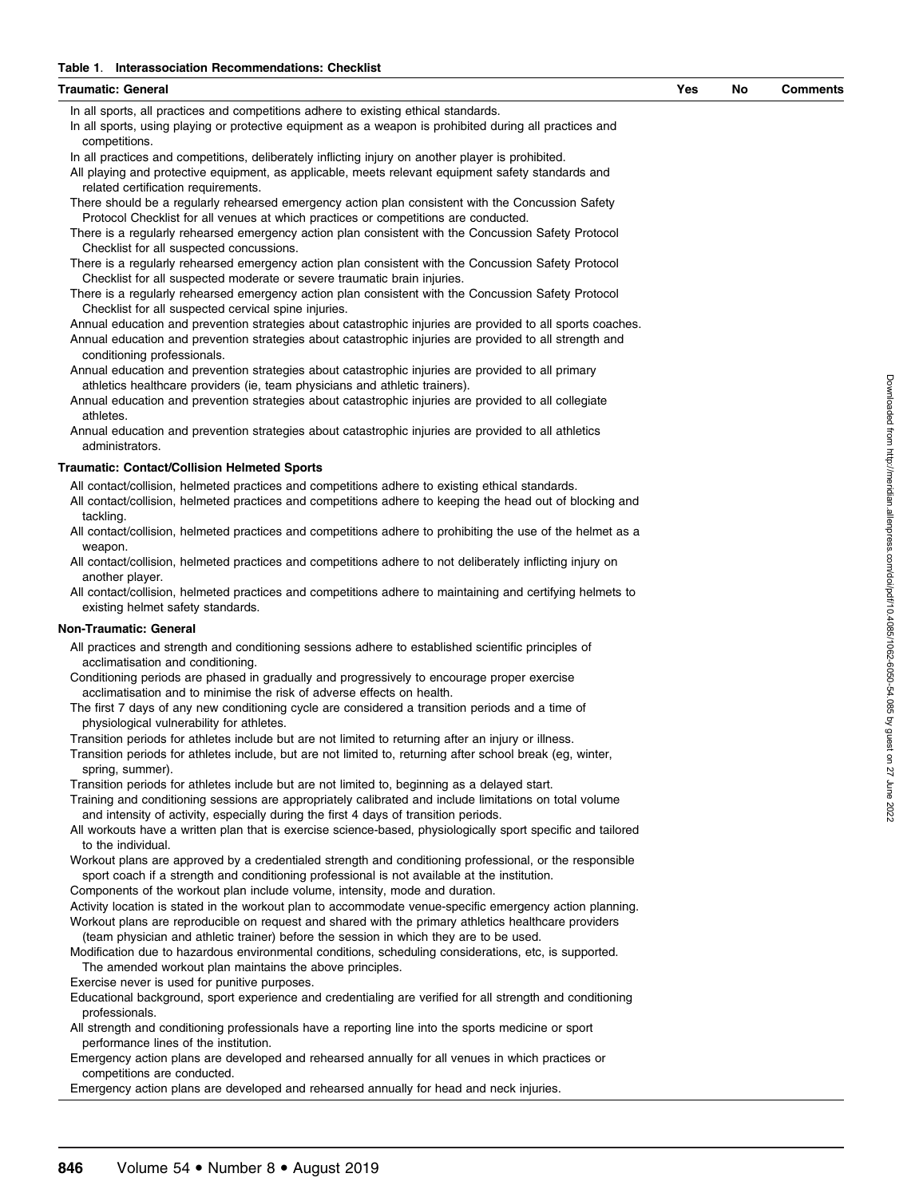Table 1. Interassociation Recommendations: Checklist

| Traumatic: General | Yes | No | Comments |
| --- | --- | --- | --- |
| In all sports, all practices and competitions adhere to existing ethical standards. | | | |
| In all sports, using playing or protective equipment as a weapon is prohibited during all practices and competitions. | | | |
| In all practices and competitions, deliberately inflicting injury on another player is prohibited. | | | |
| All playing and protective equipment, as applicable, meets relevant equipment safety standards and related certification requirements. | | | |
| There should be a regularly rehearsed emergency action plan consistent with the Concussion Safety Protocol Checklist for all venues at which practices or competitions are conducted. | | | |
| There is a regularly rehearsed emergency action plan consistent with the Concussion Safety Protocol Checklist for all suspected concussions. | | | |
| There is a regularly rehearsed emergency action plan consistent with the Concussion Safety Protocol Checklist for all suspected moderate or severe traumatic brain injuries. | | | |
| There is a regularly rehearsed emergency action plan consistent with the Concussion Safety Protocol Checklist for all suspected cervical spine injuries. | | | |
| Annual education and prevention strategies about catastrophic injuries are provided to all sports coaches. | | | |
| Annual education and prevention strategies about catastrophic injuries are provided to all strength and conditioning professionals. | | | |
| Annual education and prevention strategies about catastrophic injuries are provided to all primary athletics healthcare providers (ie, team physicians and athletic trainers). | | | |
| Annual education and prevention strategies about catastrophic injuries are provided to all collegiate athletes. | | | |
| Annual education and prevention strategies about catastrophic injuries are provided to all athletics administrators. | | | |
| **Traumatic: Contact/Collision Helmeted Sports** | | | |
| All contact/collision, helmeted practices and competitions adhere to existing ethical standards. | | | |
| All contact/collision, helmeted practices and competitions adhere to keeping the head out of blocking and tackling. | | | |
| All contact/collision, helmeted practices and competitions adhere to prohibiting the use of the helmet as a weapon. | | | |
| All contact/collision, helmeted practices and competitions adhere to not deliberately inflicting injury on another player. | | | |
| All contact/collision, helmeted practices and competitions adhere to maintaining and certifying helmets to existing helmet safety standards. | | | |
| **Non-Traumatic: General** | | | |
| All practices and strength and conditioning sessions adhere to established scientific principles of acclimatisation and conditioning. | | | |
| Conditioning periods are phased in gradually and progressively to encourage proper exercise acclimatisation and to minimise the risk of adverse effects on health. | | | |
| The first 7 days of any new conditioning cycle are considered a transition periods and a time of physiological vulnerability for athletes. | | | |
| Transition periods for athletes include but are not limited to returning after an injury or illness. | | | |
| Transition periods for athletes include, but are not limited to, returning after school break (eg, winter, spring, summer). | | | |
| Transition periods for athletes include but are not limited to, beginning as a delayed start. | | | |
| Training and conditioning sessions are appropriately calibrated and include limitations on total volume and intensity of activity, especially during the first 4 days of transition periods. | | | |
| All workouts have a written plan that is exercise science-based, physiologically sport specific and tailored to the individual. | | | |
| Workout plans are approved by a credentialed strength and conditioning professional, or the responsible sport coach if a strength and conditioning professional is not available at the institution. | | | |
| Components of the workout plan include volume, intensity, mode and duration. | | | |
| Activity location is stated in the workout plan to accommodate venue-specific emergency action planning. | | | |
| Workout plans are reproducible on request and shared with the primary athletics healthcare providers (team physician and athletic trainer) before the session in which they are to be used. | | | |
| Modification due to hazardous environmental conditions, scheduling considerations, etc, is supported. The amended workout plan maintains the above principles. | | | |
| Exercise never is used for punitive purposes. | | | |
| Educational background, sport experience and credentialing are verified for all strength and conditioning professionals. | | | |
| All strength and conditioning professionals have a reporting line into the sports medicine or sport performance lines of the institution. | | | |
| Emergency action plans are developed and rehearsed annually for all venues in which practices or competitions are conducted. | | | |
| Emergency action plans are developed and rehearsed annually for head and neck injuries. | | | |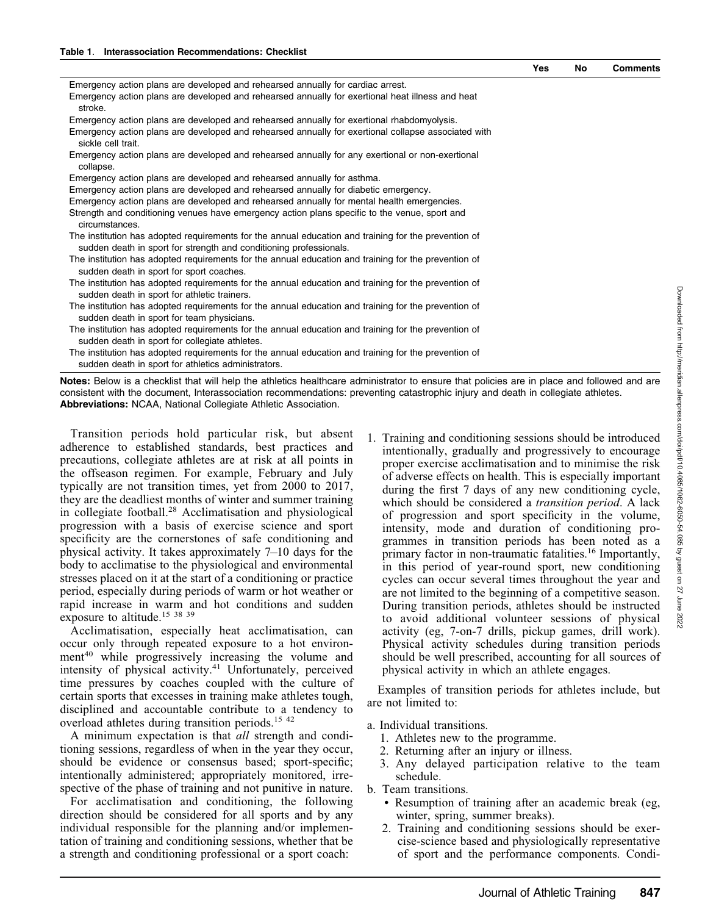**Table 1. Interassociation Recommendations: Checklist**

| | Yes | No | Comments |
|---|---|---|---|
| Emergency action plans are developed and rehearsed annually for cardiac arrest. | | | |
| Emergency action plans are developed and rehearsed annually for exertional heat illness and heat stroke. | | | |
| Emergency action plans are developed and rehearsed annually for exertional rhabdomyolysis. | | | |
| Emergency action plans are developed and rehearsed annually for exertional collapse associated with sickle cell trait. | | | |
| Emergency action plans are developed and rehearsed annually for any exertional or non-exertional collapse. | | | |
| Emergency action plans are developed and rehearsed annually for asthma. | | | |
| Emergency action plans are developed and rehearsed annually for diabetic emergency. | | | |
| Emergency action plans are developed and rehearsed annually for mental health emergencies. | | | |
| Strength and conditioning venues have emergency action plans specific to the venue, sport and circumstances. | | | |
| The institution has adopted requirements for the annual education and training for the prevention of sudden death in sport for strength and conditioning professionals. | | | |
| The institution has adopted requirements for the annual education and training for the prevention of sudden death in sport for sport coaches. | | | |
| The institution has adopted requirements for the annual education and training for the prevention of sudden death in sport for athletic trainers. | | | |
| The institution has adopted requirements for the annual education and training for the prevention of sudden death in sport for team physicians. | | | |
| The institution has adopted requirements for the annual education and training for the prevention of sudden death in sport for collegiate athletes. | | | |
| The institution has adopted requirements for the annual education and training for the prevention of sudden death in sport for athletics administrators. | | | |

**Notes:** Below is a checklist that will help the athletics healthcare administrator to ensure that policies are in place and followed and are consistent with the document, Interassociation recommendations: preventing catastrophic injury and death in collegiate athletes.
**Abbreviations:** NCAA, National Collegiate Athletic Association.

Transition periods hold particular risk, but absent adherence to established standards, best practices and precautions, collegiate athletes are at risk at all points in the offseason regimen. For example, February and July typically are not transition times, yet from 2000 to 2017, they are the deadliest months of winter and summer training in collegiate football.[28] Acclimatisation and physiological progression with a basis of exercise science and sport specificity are the cornerstones of safe conditioning and physical activity. It takes approximately 7–10 days for the body to acclimatise to the physiological and environmental stresses placed on it at the start of a conditioning or practice period, especially during periods of warm or hot weather or rapid increase in warm and hot conditions and sudden exposure to altitude.[15 38 39]

Acclimatisation, especially heat acclimatisation, can occur only through repeated exposure to a hot environment[40] while progressively increasing the volume and intensity of physical activity.[41] Unfortunately, perceived time pressures by coaches coupled with the culture of certain sports that excesses in training make athletes tough, disciplined and accountable contribute to a tendency to overload athletes during transition periods.[15 42]

A minimum expectation is that *all* strength and conditioning sessions, regardless of when in the year they occur, should be evidence or consensus based; sport-specific; intentionally administered; appropriately monitored, irrespective of the phase of training and not punitive in nature.

For acclimatisation and conditioning, the following direction should be considered for all sports and by any individual responsible for the planning and/or implementation of training and conditioning sessions, whether that be a strength and conditioning professional or a sport coach:

1. Training and conditioning sessions should be introduced intentionally, gradually and progressively to encourage proper exercise acclimatisation and to minimise the risk of adverse effects on health. This is especially important during the first 7 days of any new conditioning cycle, which should be considered a *transition period*. A lack of progression and sport specificity in the volume, intensity, mode and duration of conditioning programmes in transition periods has been noted as a primary factor in non-traumatic fatalities.[16] Importantly, in this period of year-round sport, new conditioning cycles can occur several times throughout the year and are not limited to the beginning of a competitive season. During transition periods, athletes should be instructed to avoid additional volunteer sessions of physical activity (eg, 7-on-7 drills, pickup games, drill work). Physical activity schedules during transition periods should be well prescribed, accounting for all sources of physical activity in which an athlete engages.

Examples of transition periods for athletes include, but are not limited to:

a. Individual transitions.
   1. Athletes new to the programme.
   2. Returning after an injury or illness.
   3. Any delayed participation relative to the team schedule.
b. Team transitions.
   - Resumption of training after an academic break (eg, winter, spring, summer breaks).

2. Training and conditioning sessions should be exercise-science based and physiologically representative of sport and the performance components. Condi-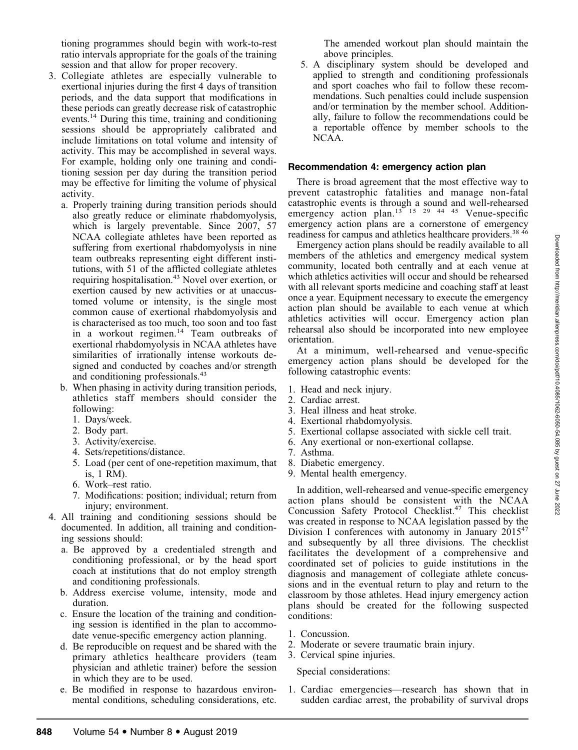tioning programmes should begin with work-to-rest ratio intervals appropriate for the goals of the training session and that allow for proper recovery.

3. Collegiate athletes are especially vulnerable to exertional injuries during the first 4 days of transition periods, and the data support that modifications in these periods can greatly decrease risk of catastrophic events.[14] During this time, training and conditioning sessions should be appropriately calibrated and include limitations on total volume and intensity of activity. This may be accomplished in several ways. For example, holding only one training and conditioning session per day during the transition period may be effective for limiting the volume of physical activity.
   a. Properly training during transition periods should also greatly reduce or eliminate rhabdomyolysis, which is largely preventable. Since 2007, 57 NCAA collegiate athletes have been reported as suffering from exertional rhabdomyolysis in nine team outbreaks representing eight different institutions, with 51 of the afflicted collegiate athletes requiring hospitalisation.[43] Novel over exertion, or exertion caused by new activities or at unaccustomed volume or intensity, is the single most common cause of exertional rhabdomyolysis and is characterised as too much, too soon and too fast in a workout regimen.[14] Team outbreaks of exertional rhabdomyolysis in NCAA athletes have similarities of irrationally intense workouts designed and conducted by coaches and/or strength and conditioning professionals.[43]
   b. When phasing in activity during transition periods, athletics staff members should consider the following:
      1. Days/week.
      2. Body part.
      3. Activity/exercise.
      4. Sets/repetitions/distance.
      5. Load (per cent of one-repetition maximum, that is, 1 RM).
      6. Work–rest ratio.
      7. Modifications: position; individual; return from injury; environment.
4. All training and conditioning sessions should be documented. In addition, all training and conditioning sessions should:
   a. Be approved by a credentialed strength and conditioning professional, or by the head sport coach at institutions that do not employ strength and conditioning professionals.
   b. Address exercise volume, intensity, mode and duration.
   c. Ensure the location of the training and conditioning session is identified in the plan to accommodate venue-specific emergency action planning.
   d. Be reproducible on request and be shared with the primary athletics healthcare providers (team physician and athletic trainer) before the session in which they are to be used.
   e. Be modified in response to hazardous environmental conditions, scheduling considerations, etc. The amended workout plan should maintain the above principles.
5. A disciplinary system should be developed and applied to strength and conditioning professionals and sport coaches who fail to follow these recommendations. Such penalties could include suspension and/or termination by the member school. Additionally, failure to follow the recommendations could be a reportable offence by member schools to the NCAA.

### Recommendation 4: emergency action plan

There is broad agreement that the most effective way to prevent catastrophic fatalities and manage non-fatal catastrophic events is through a sound and well-rehearsed emergency action plan.[13 15 29 44 45] Venue-specific emergency action plans are a cornerstone of emergency readiness for campus and athletics healthcare providers.[38 46]

Emergency action plans should be readily available to all members of the athletics and emergency medical system community, located both centrally and at each venue at which athletics activities will occur and should be rehearsed with all relevant sports medicine and coaching staff at least once a year. Equipment necessary to execute the emergency action plan should be available to each venue at which athletics activities will occur. Emergency action plan rehearsal also should be incorporated into new employee orientation.

At a minimum, well-rehearsed and venue-specific emergency action plans should be developed for the following catastrophic events:

1. Head and neck injury.
2. Cardiac arrest.
3. Heal illness and heat stroke.
4. Exertional rhabdomyolysis.
5. Exertional collapse associated with sickle cell trait.
6. Any exertional or non-exertional collapse.
7. Asthma.
8. Diabetic emergency.
9. Mental health emergency.

In addition, well-rehearsed and venue-specific emergency action plans should be consistent with the NCAA Concussion Safety Protocol Checklist.[47] This checklist was created in response to NCAA legislation passed by the Division I conferences with autonomy in January 2015[47] and subsequently by all three divisions. The checklist facilitates the development of a comprehensive and coordinated set of policies to guide institutions in the diagnosis and management of collegiate athlete concussions and in the eventual return to play and return to the classroom by those athletes. Head injury emergency action plans should be created for the following suspected conditions:

1. Concussion.
2. Moderate or severe traumatic brain injury.
3. Cervical spine injuries.

Special considerations:

1. Cardiac emergencies—research has shown that in sudden cardiac arrest, the probability of survival drops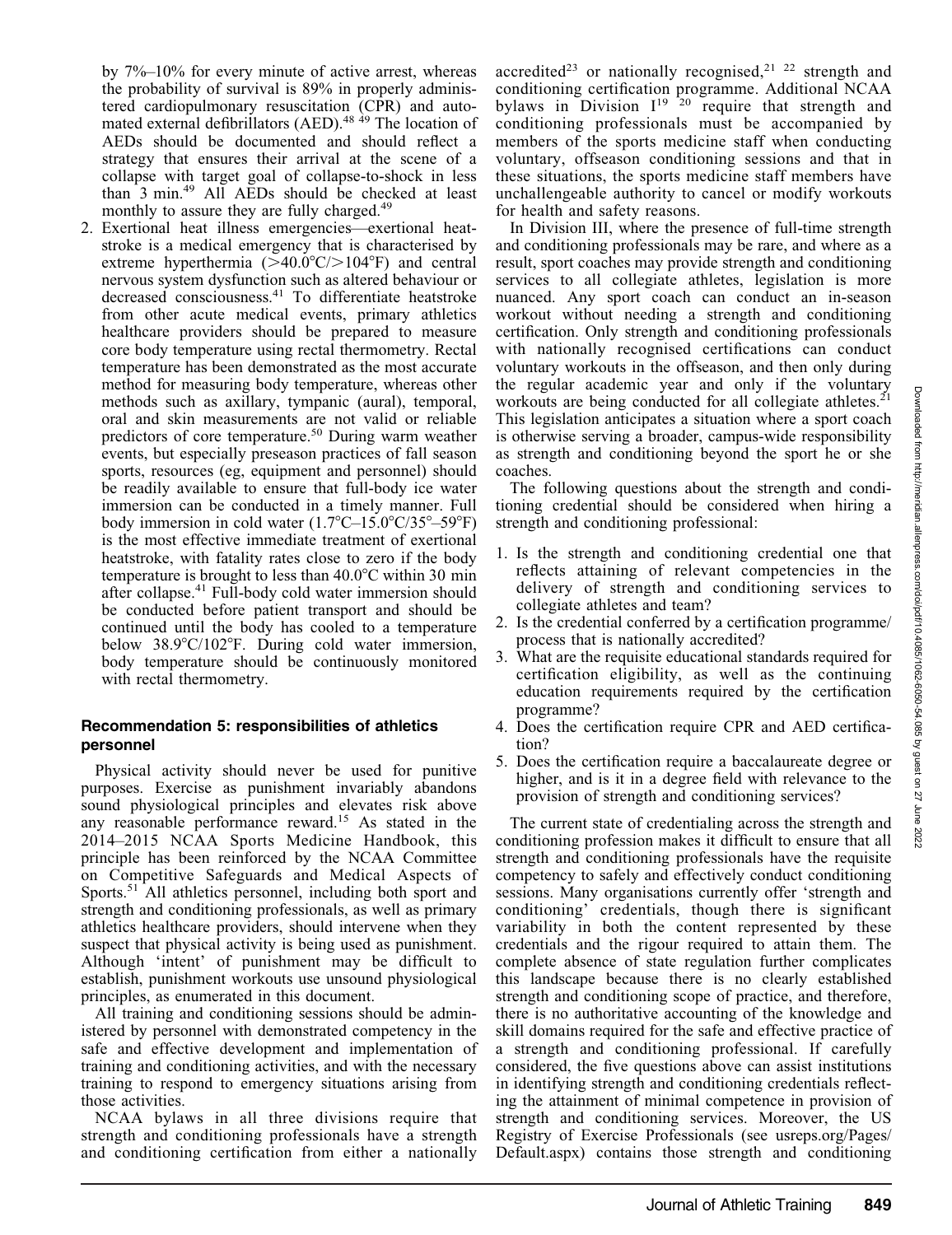by 7%–10% for every minute of active arrest, whereas the probability of survival is 89% in properly administered cardiopulmonary resuscitation (CPR) and automated external defibrillators (AED).[48 49] The location of AEDs should be documented and should reflect a strategy that ensures their arrival at the scene of a collapse with target goal of collapse-to-shock in less than 3 min.[49] All AEDs should be checked at least monthly to assure they are fully charged.[49]

2. Exertional heat illness emergencies—exertional heatstroke is a medical emergency that is characterised by extreme hyperthermia (>40.0°C/>104°F) and central nervous system dysfunction such as altered behaviour or decreased consciousness.[41] To differentiate heatstroke from other acute medical events, primary athletics healthcare providers should be prepared to measure core body temperature using rectal thermometry. Rectal temperature has been demonstrated as the most accurate method for measuring body temperature, whereas other methods such as axillary, tympanic (aural), temporal, oral and skin measurements are not valid or reliable predictors of core temperature.[50] During warm weather events, but especially preseason practices of fall season sports, resources (eg, equipment and personnel) should be readily available to ensure that full-body ice water immersion can be conducted in a timely manner. Full body immersion in cold water (1.7°C–15.0°C/35°–59°F) is the most effective immediate treatment of exertional heatstroke, with fatality rates close to zero if the body temperature is brought to less than 40.0°C within 30 min after collapse.[41] Full-body cold water immersion should be conducted before patient transport and should be continued until the body has cooled to a temperature below 38.9°C/102°F. During cold water immersion, body temperature should be continuously monitored with rectal thermometry.

### Recommendation 5: responsibilities of athletics personnel

Physical activity should never be used for punitive purposes. Exercise as punishment invariably abandons sound physiological principles and elevates risk above any reasonable performance reward.[15] As stated in the 2014–2015 NCAA Sports Medicine Handbook, this principle has been reinforced by the NCAA Committee on Competitive Safeguards and Medical Aspects of Sports.[51] All athletics personnel, including both sport and strength and conditioning professionals, as well as primary athletics healthcare providers, should intervene when they suspect that physical activity is being used as punishment. Although 'intent' of punishment may be difficult to establish, punishment workouts use unsound physiological principles, as enumerated in this document.

All training and conditioning sessions should be administered by personnel with demonstrated competency in the safe and effective development and implementation of training and conditioning activities, and with the necessary training to respond to emergency situations arising from those activities.

NCAA bylaws in all three divisions require that strength and conditioning professionals have a strength and conditioning certification from either a nationally accredited[23] or nationally recognised,[21 22] strength and conditioning certification programme. Additional NCAA bylaws in Division I[19 20] require that strength and conditioning professionals must be accompanied by members of the sports medicine staff when conducting voluntary, offseason conditioning sessions and that in these situations, the sports medicine staff members have unchallengeable authority to cancel or modify workouts for health and safety reasons.

In Division III, where the presence of full-time strength and conditioning professionals may be rare, and where as a result, sport coaches may provide strength and conditioning services to all collegiate athletes, legislation is more nuanced. Any sport coach can conduct an in-season workout without needing a strength and conditioning certification. Only strength and conditioning professionals with nationally recognised certifications can conduct voluntary workouts in the offseason, and then only during the regular academic year and only if the voluntary workouts are being conducted for all collegiate athletes.[21] This legislation anticipates a situation where a sport coach is otherwise serving a broader, campus-wide responsibility as strength and conditioning beyond the sport he or she coaches.

The following questions about the strength and conditioning credential should be considered when hiring a strength and conditioning professional:

1. Is the strength and conditioning credential one that reflects attaining of relevant competencies in the delivery of strength and conditioning services to collegiate athletes and team?
2. Is the credential conferred by a certification programme/process that is nationally accredited?
3. What are the requisite educational standards required for certification eligibility, as well as the continuing education requirements required by the certification programme?
4. Does the certification require CPR and AED certification?
5. Does the certification require a baccalaureate degree or higher, and is it in a degree field with relevance to the provision of strength and conditioning services?

The current state of credentialing across the strength and conditioning profession makes it difficult to ensure that all strength and conditioning professionals have the requisite competency to safely and effectively conduct conditioning sessions. Many organisations currently offer 'strength and conditioning' credentials, though there is significant variability in both the content represented by these credentials and the rigour required to attain them. The complete absence of state regulation further complicates this landscape because there is no clearly established strength and conditioning scope of practice, and therefore, there is no authoritative accounting of the knowledge and skill domains required for the safe and effective practice of a strength and conditioning professional. If carefully considered, the five questions above can assist institutions in identifying strength and conditioning credentials reflecting the attainment of minimal competence in provision of strength and conditioning services. Moreover, the US Registry of Exercise Professionals (see usreps.org/Pages/Default.aspx) contains those strength and conditioning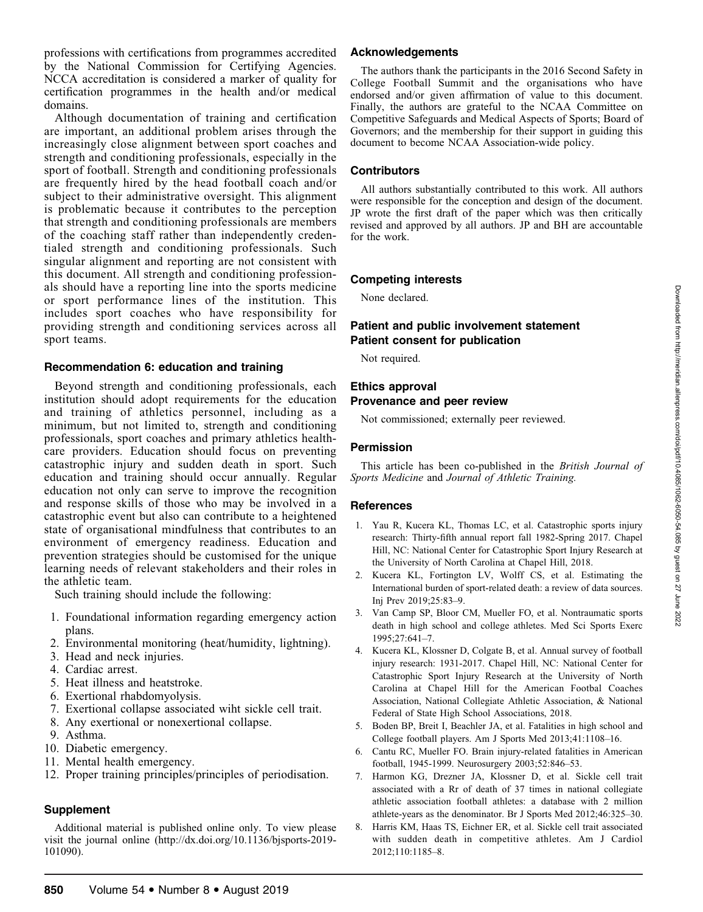professions with certifications from programmes accredited by the National Commission for Certifying Agencies. NCCA accreditation is considered a marker of quality for certification programmes in the health and/or medical domains.

Although documentation of training and certification are important, an additional problem arises through the increasingly close alignment between sport coaches and strength and conditioning professionals, especially in the sport of football. Strength and conditioning professionals are frequently hired by the head football coach and/or subject to their administrative oversight. This alignment is problematic because it contributes to the perception that strength and conditioning professionals are members of the coaching staff rather than independently credentialed strength and conditioning professionals. Such singular alignment and reporting are not consistent with this document. All strength and conditioning professionals should have a reporting line into the sports medicine or sport performance lines of the institution. This includes sport coaches who have responsibility for providing strength and conditioning services across all sport teams.

### Recommendation 6: education and training

Beyond strength and conditioning professionals, each institution should adopt requirements for the education and training of athletics personnel, including as a minimum, but not limited to, strength and conditioning professionals, sport coaches and primary athletics healthcare providers. Education should focus on preventing catastrophic injury and sudden death in sport. Such education and training should occur annually. Regular education not only can serve to improve the recognition and response skills of those who may be involved in a catastrophic event but also can contribute to a heightened state of organisational mindfulness that contributes to an environment of emergency readiness. Education and prevention strategies should be customised for the unique learning needs of relevant stakeholders and their roles in the athletic team.

Such training should include the following:

1. Foundational information regarding emergency action plans.
2. Environmental monitoring (heat/humidity, lightning).
3. Head and neck injuries.
4. Cardiac arrest.
5. Heat illness and heatstroke.
6. Exertional rhabdomyolysis.
7. Exertional collapse associated wiht sickle cell trait.
8. Any exertional or nonexertional collapse.
9. Asthma.
10. Diabetic emergency.
11. Mental health emergency.
12. Proper training principles/principles of periodisation.

### Supplement

Additional material is published online only. To view please visit the journal online (http://dx.doi.org/10.1136/bjsports-2019-101090).

### Acknowledgements

The authors thank the participants in the 2016 Second Safety in College Football Summit and the organisations who have endorsed and/or given affirmation of value to this document. Finally, the authors are grateful to the NCAA Committee on Competitive Safeguards and Medical Aspects of Sports; Board of Governors; and the membership for their support in guiding this document to become NCAA Association-wide policy.

### Contributors

All authors substantially contributed to this work. All authors were responsible for the conception and design of the document. JP wrote the first draft of the paper which was then critically revised and approved by all authors. JP and BH are accountable for the work.

### Competing interests

None declared.

### Patient and public involvement statement
### Patient consent for publication

Not required.

### Ethics approval
### Provenance and peer review

Not commissioned; externally peer reviewed.

### Permission

This article has been co-published in the *British Journal of Sports Medicine* and *Journal of Athletic Training.*

### References

1. Yau R, Kucera KL, Thomas LC, et al. Catastrophic sports injury research: Thirty-fifth annual report fall 1982-Spring 2017. Chapel Hill, NC: National Center for Catastrophic Sport Injury Research at the University of North Carolina at Chapel Hill, 2018.
2. Kucera KL, Fortington LV, Wolff CS, et al. Estimating the International burden of sport-related death: a review of data sources. Inj Prev 2019;25:83–9.
3. Van Camp SP, Bloor CM, Mueller FO, et al. Nontraumatic sports death in high school and college athletes. Med Sci Sports Exerc 1995;27:641–7.
4. Kucera KL, Klossner D, Colgate B, et al. Annual survey of football injury research: 1931-2017. Chapel Hill, NC: National Center for Catastrophic Sport Injury Research at the University of North Carolina at Chapel Hill for the American Footbal Coaches Association, National Collegiate Athletic Association, & National Federal of State High School Associations, 2018.
5. Boden BP, Breit I, Beachler JA, et al. Fatalities in high school and College football players. Am J Sports Med 2013;41:1108–16.
6. Cantu RC, Mueller FO. Brain injury-related fatalities in American football, 1945-1999. Neurosurgery 2003;52:846–53.
7. Harmon KG, Drezner JA, Klossner D, et al. Sickle cell trait associated with a Rr of death of 37 times in national collegiate athletic association football athletes: a database with 2 million athlete-years as the denominator. Br J Sports Med 2012;46:325–30.
8. Harris KM, Haas TS, Eichner ER, et al. Sickle cell trait associated with sudden death in competitive athletes. Am J Cardiol 2012;110:1185–8.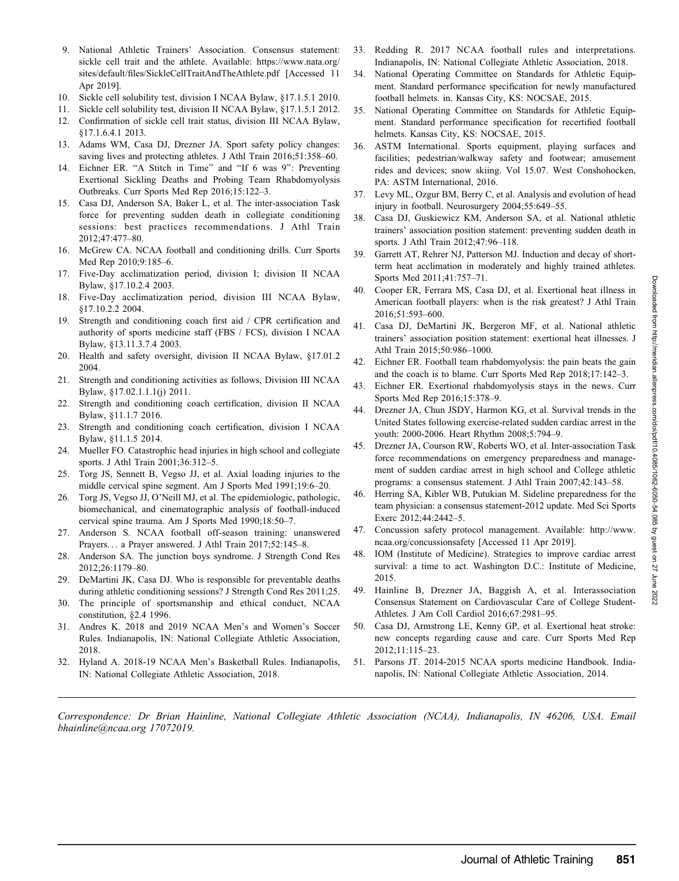9. National Athletic Trainers' Association. Consensus statement: sickle cell trait and the athlete. Available: https://www.nata.org/sites/default/files/SickleCellTraitAndTheAthlete.pdf [Accessed 11 Apr 2019].
10. Sickle cell solubility test, division I NCAA Bylaw, §17.1.5.1 2010.
11. Sickle cell solubility test, division II NCAA Bylaw, §17.1.5.1 2012.
12. Confirmation of sickle cell trait status, division III NCAA Bylaw, §17.1.6.4.1 2013.
13. Adams WM, Casa DJ, Drezner JA. Sport safety policy changes: saving lives and protecting athletes. J Athl Train 2016;51:358–60.
14. Eichner ER. "A Stitch in Time" and "If 6 was 9": Preventing Exertional Sickling Deaths and Probing Team Rhabdomyolysis Outbreaks. Curr Sports Med Rep 2016;15:122–3.
15. Casa DJ, Anderson SA, Baker L, et al. The inter-association Task force for preventing sudden death in collegiate conditioning sessions: best practices recommendations. J Athl Train 2012;47:477–80.
16. McGrew CA. NCAA football and conditioning drills. Curr Sports Med Rep 2010;9:185–6.
17. Five-Day acclimatization period, division I; division II NCAA Bylaw, §17.10.2.4 2003.
18. Five-Day acclimatization period, division III NCAA Bylaw, §17.10.2.2 2004.
19. Strength and conditioning coach first aid / CPR certification and authority of sports medicine staff (FBS / FCS), division I NCAA Bylaw, §13.11.3.7.4 2003.
20. Health and safety oversight, division II NCAA Bylaw, §17.01.2 2004.
21. Strength and conditioning activities as follows, Division III NCAA Bylaw, §17.02.1.1.1(j) 2011.
22. Strength and conditioning coach certification, division II NCAA Bylaw, §11.1.7 2016.
23. Strength and conditioning coach certification, division I NCAA Bylaw, §11.1.5 2014.
24. Mueller FO. Catastrophic head injuries in high school and collegiate sports. J Athl Train 2001;36:312–5.
25. Torg JS, Sennett B, Vegso JJ, et al. Axial loading injuries to the middle cervical spine segment. Am J Sports Med 1991;19:6–20.
26. Torg JS, Vegso JJ, O'Neill MJ, et al. The epidemiologic, pathologic, biomechanical, and cinematographic analysis of football-induced cervical spine trauma. Am J Sports Med 1990;18:50–7.
27. Anderson S. NCAA football off-season training: unanswered Prayers... a Prayer answered. J Athl Train 2017;52:145–8.
28. Anderson SA. The junction boys syndrome. J Strength Cond Res 2012;26:1179–80.
29. DeMartini JK, Casa DJ. Who is responsible for preventable deaths during athletic conditioning sessions? J Strength Cond Res 2011;25.
30. The principle of sportsmanship and ethical conduct, NCAA constitution, §2.4 1996.
31. Andres K. 2018 and 2019 NCAA Men's and Women's Soccer Rules. Indianapolis, IN: National Collegiate Athletic Association, 2018.
32. Hyland A. 2018-19 NCAA Men's Basketball Rules. Indianapolis, IN: National Collegiate Athletic Association, 2018.
33. Redding R. 2017 NCAA football rules and interpretations. Indianapolis, IN: National Collegiate Athletic Association, 2018.
34. National Operating Committee on Standards for Athletic Equipment. Standard performance specification for newly manufactured football helmets. in. Kansas City, KS: NOCSAE, 2015.
35. National Operating Committee on Standards for Athletic Equipment. Standard performance specification for recertified football helmets. Kansas City, KS: NOCSAE, 2015.
36. ASTM International. Sports equipment, playing surfaces and facilities; pedestrian/walkway safety and footwear; amusement rides and devices; snow skiing. Vol 15.07. West Conshohocken, PA: ASTM International, 2016.
37. Levy ML, Ozgur BM, Berry C, et al. Analysis and evolution of head injury in football. Neurosurgery 2004;55:649–55.
38. Casa DJ, Guskiewicz KM, Anderson SA, et al. National athletic trainers' association position statement: preventing sudden death in sports. J Athl Train 2012;47:96–118.
39. Garrett AT, Rehrer NJ, Patterson MJ. Induction and decay of short-term heat acclimation in moderately and highly trained athletes. Sports Med 2011;41:757–71.
40. Cooper ER, Ferrara MS, Casa DJ, et al. Exertional heat illness in American football players: when is the risk greatest? J Athl Train 2016;51:593–600.
41. Casa DJ, DeMartini JK, Bergeron MF, et al. National athletic trainers' association position statement: exertional heat illnesses. J Athl Train 2015;50:986–1000.
42. Eichner ER. Football team rhabdomyolysis: the pain beats the gain and the coach is to blame. Curr Sports Med Rep 2018;17:142–3.
43. Eichner ER. Exertional rhabdomyolysis stays in the news. Curr Sports Med Rep 2016;15:378–9.
44. Drezner JA, Chun JSDY, Harmon KG, et al. Survival trends in the United States following exercise-related sudden cardiac arrest in the youth: 2000-2006. Heart Rhythm 2008;5:794–9.
45. Drezner JA, Courson RW, Roberts WO, et al. Inter-association Task force recommendations on emergency preparedness and management of sudden cardiac arrest in high school and College athletic programs: a consensus statement. J Athl Train 2007;42:143–58.
46. Herring SA, Kibler WB, Putukian M. Sideline preparedness for the team physician: a consensus statement-2012 update. Med Sci Sports Exerc 2012;44:2442–5.
47. Concussion safety protocol management. Available: http://www.ncaa.org/concussionsafety [Accessed 11 Apr 2019].
48. IOM (Institute of Medicine). Strategies to improve cardiac arrest survival: a time to act. Washington D.C.: Institute of Medicine, 2015.
49. Hainline B, Drezner JA, Baggish A, et al. Interassociation Consensus Statement on Cardiovascular Care of College Student-Athletes. J Am Coll Cardiol 2016;67:2981–95.
50. Casa DJ, Armstrong LE, Kenny GP, et al. Exertional heat stroke: new concepts regarding cause and care. Curr Sports Med Rep 2012;11:115–23.
51. Parsons JT. 2014-2015 NCAA sports medicine Handbook. Indianapolis, IN: National Collegiate Athletic Association, 2014.

*Correspondence: Dr Brian Hainline, National Collegiate Athletic Association (NCAA), Indianapolis, IN 46206, USA. Email bhainline@ncaa.org 17072019.*